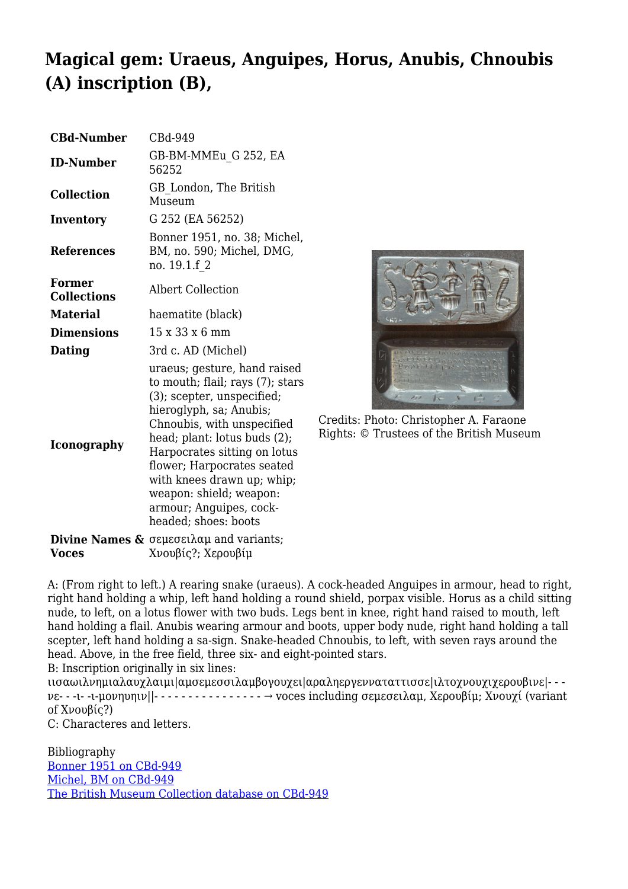# Magical gem: Uraeus, Anguipes, Horus, Anubis, Chnoubis (A) inscription (B),

| | |
|---|---|
| **CBd-Number** | CBd-949 |
| **ID-Number** | GB-BM-MMEu_G 252, EA 56252 |
| **Collection** | GB_London, The British Museum |
| **Inventory** | G 252 (EA 56252) |
| **References** | Bonner 1951, no. 38; Michel, BM, no. 590; Michel, DMG, no. 19.1.f_2 |
| **Former Collections** | Albert Collection |
| **Material** | haematite (black) |
| **Dimensions** | 15 x 33 x 6 mm |
| **Dating** | 3rd c. AD (Michel) |
| **Iconography** | uraeus; gesture, hand raised to mouth; flail; rays (7); stars (3); scepter, unspecified; hieroglyph, sa; Anubis; Chnoubis, with unspecified head; plant: lotus buds (2); Harpocrates sitting on lotus flower; Harpocrates seated with knees drawn up; whip; weapon: shield; weapon: armour; Anguipes, cock-headed; shoes: boots |
| **Divine Names & Voces** | σεμεσειλαμ and variants; Χνουβίς?; Χερουβίμ |

Credits: Photo: Christopher A. Faraone
Rights: © Trustees of the British Museum

A: (From right to left.) A rearing snake (uraeus). A cock-headed Anguipes in armour, head to right, right hand holding a whip, left hand holding a round shield, porpax visible. Horus as a child sitting nude, to left, on a lotus flower with two buds. Legs bent in knee, right hand raised to mouth, left hand holding a flail. Anubis wearing armour and boots, upper body nude, right hand holding a tall scepter, left hand holding a sa-sign. Snake-headed Chnoubis, to left, with seven rays around the head. Above, in the free field, three six- and eight-pointed stars.
B: Inscription originally in six lines:
ιισαωιλνημιαλαυχλαιμι|αμσεμεσσιλαμβογουχει|αραληεργεννατατтισσε|ιλτοχνουχιχερουβινε|- - - νε- - -ι- -ι-μονηυηιν||- - - - - - - - - - - - - - - - → voces including σεμεσειλαμ, Χερουβίμ; Χνουχί (variant of Χνουβίς?)
C: Charactere and letters.

Bibliography
[Bonner 1951 on CBd-949](#)
[Michel, BM on CBd-949](#)
[The British Museum Collection database on CBd-949](#)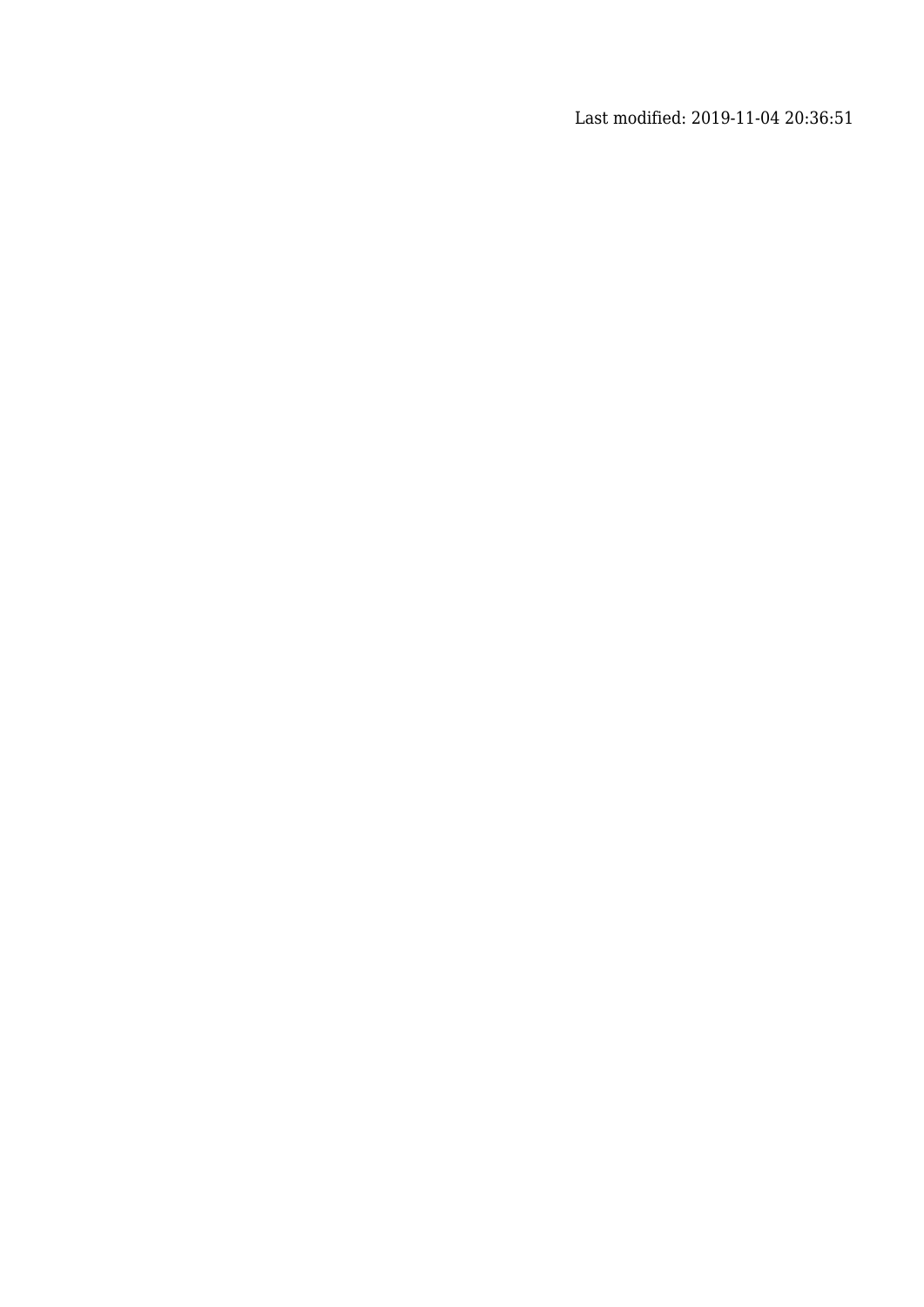Last modified: 2019-11-04 20:36:51